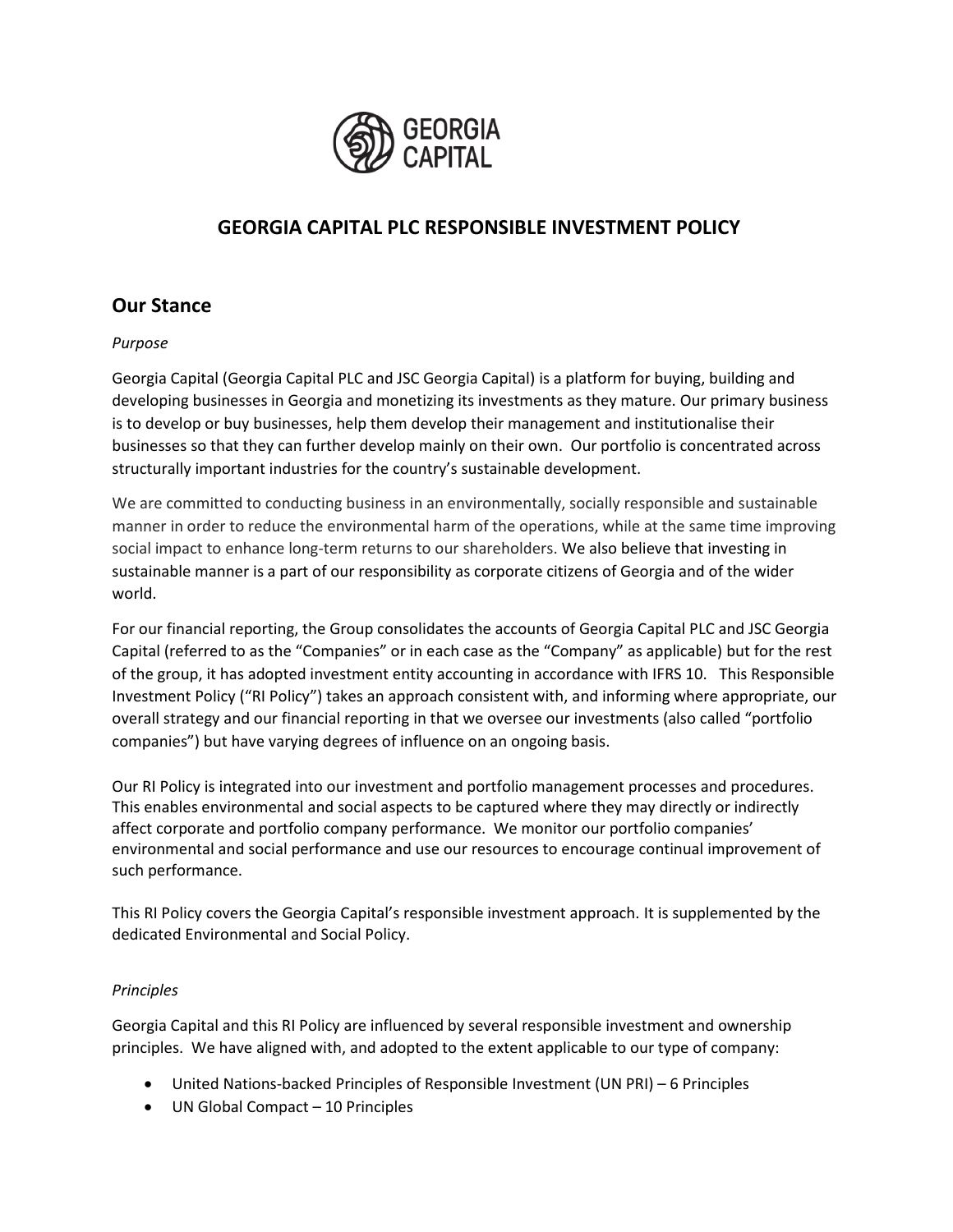# GEORGIA CAPITAL PLC RESPONSIBLE INVESTMENT POLICY

## Our Stance

*Purpose*

Georgia Capital (Georgia Capital PLC and JSC Georgia Capital) is a platform for buying, building and developing businesses in Georgia and monetizing its investments as they mature. Our primary business is to develop or buy businesses, help them develop their management and institutionalise their businesses so that they can further develop mainly on their own. Our portfolio is concentrated across structurally important industries for the country's sustainable development.

We are committed to conducting business in an environmentally, socially responsible and sustainable manner in order to reduce the environmental harm of the operations, while at the same time improving social impact to enhance long-term returns to our shareholders. We also believe that investing in sustainable manner is a part of our responsibility as corporate citizens of Georgia and of the wider world.

For our financial reporting, the Group consolidates the accounts of Georgia Capital PLC and JSC Georgia Capital (referred to as the "Companies" or in each case as the "Company" as applicable) but for the rest of the group, it has adopted investment entity accounting in accordance with IFRS 10. This Responsible Investment Policy ("RI Policy") takes an approach consistent with, and informing where appropriate, our overall strategy and our financial reporting in that we oversee our investments (also called "portfolio companies") but have varying degrees of influence on an ongoing basis.

Our RI Policy is integrated into our investment and portfolio management processes and procedures. This enables environmental and social aspects to be captured where they may directly or indirectly affect corporate and portfolio company performance. We monitor our portfolio companies' environmental and social performance and use our resources to encourage continual improvement of such performance.

This RI Policy covers the Georgia Capital's responsible investment approach. It is supplemented by the dedicated Environmental and Social Policy.

*Principles*

Georgia Capital and this RI Policy are influenced by several responsible investment and ownership principles. We have aligned with, and adopted to the extent applicable to our type of company:

- United Nations-backed Principles of Responsible Investment (UN PRI) – 6 Principles
- UN Global Compact – 10 Principles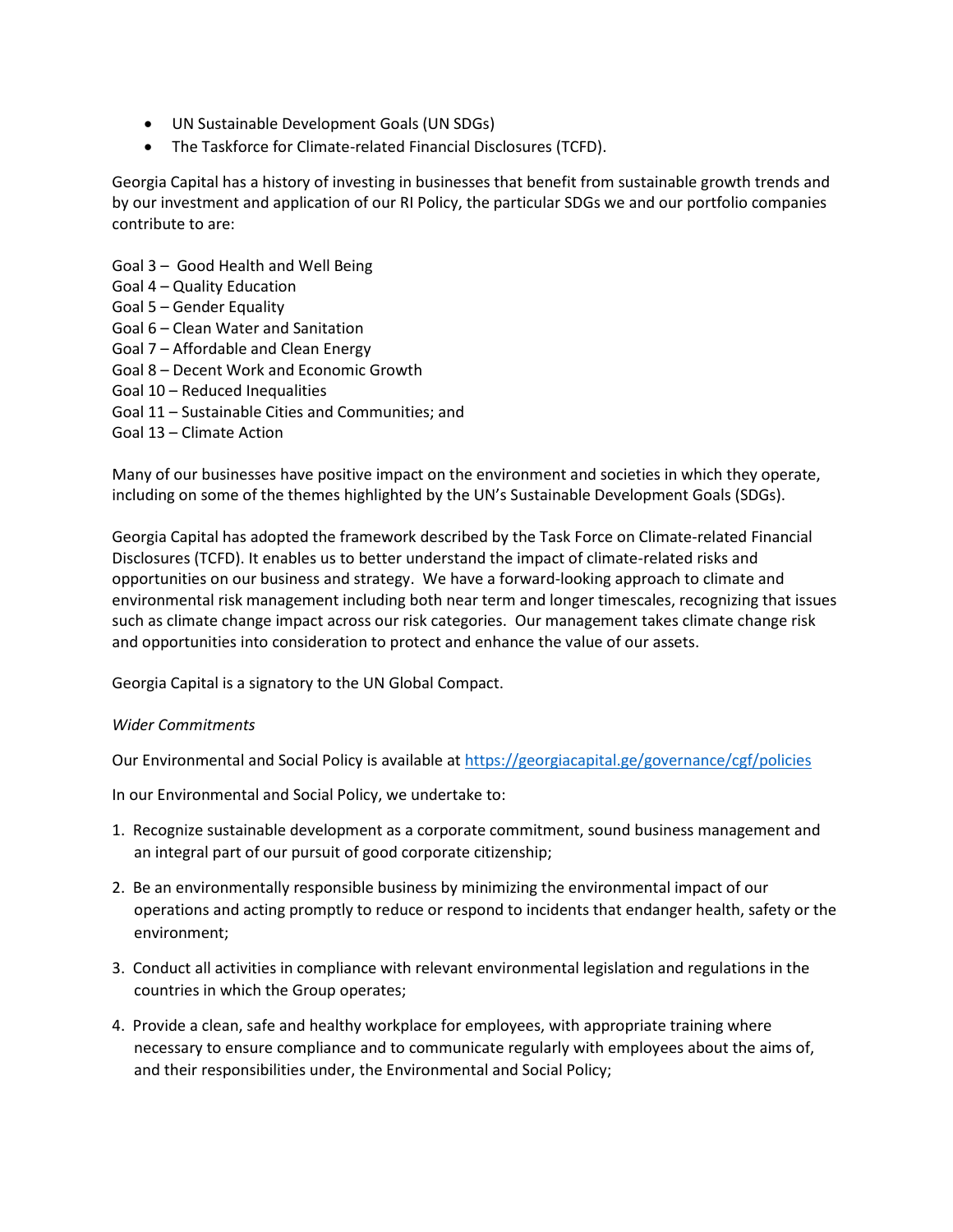- UN Sustainable Development Goals (UN SDGs)
- The Taskforce for Climate-related Financial Disclosures (TCFD).

Georgia Capital has a history of investing in businesses that benefit from sustainable growth trends and by our investment and application of our RI Policy, the particular SDGs we and our portfolio companies contribute to are:

Goal 3 – Good Health and Well Being
Goal 4 – Quality Education
Goal 5 – Gender Equality
Goal 6 – Clean Water and Sanitation
Goal 7 – Affordable and Clean Energy
Goal 8 – Decent Work and Economic Growth
Goal 10 – Reduced Inequalities
Goal 11 – Sustainable Cities and Communities; and
Goal 13 – Climate Action

Many of our businesses have positive impact on the environment and societies in which they operate, including on some of the themes highlighted by the UN's Sustainable Development Goals (SDGs).

Georgia Capital has adopted the framework described by the Task Force on Climate-related Financial Disclosures (TCFD). It enables us to better understand the impact of climate-related risks and opportunities on our business and strategy. We have a forward-looking approach to climate and environmental risk management including both near term and longer timescales, recognizing that issues such as climate change impact across our risk categories. Our management takes climate change risk and opportunities into consideration to protect and enhance the value of our assets.

Georgia Capital is a signatory to the UN Global Compact.

*Wider Commitments*

Our Environmental and Social Policy is available at https://georgiacapital.ge/governance/cgf/policies

In our Environmental and Social Policy, we undertake to:

1. Recognize sustainable development as a corporate commitment, sound business management and an integral part of our pursuit of good corporate citizenship;
2. Be an environmentally responsible business by minimizing the environmental impact of our operations and acting promptly to reduce or respond to incidents that endanger health, safety or the environment;
3. Conduct all activities in compliance with relevant environmental legislation and regulations in the countries in which the Group operates;
4. Provide a clean, safe and healthy workplace for employees, with appropriate training where necessary to ensure compliance and to communicate regularly with employees about the aims of, and their responsibilities under, the Environmental and Social Policy;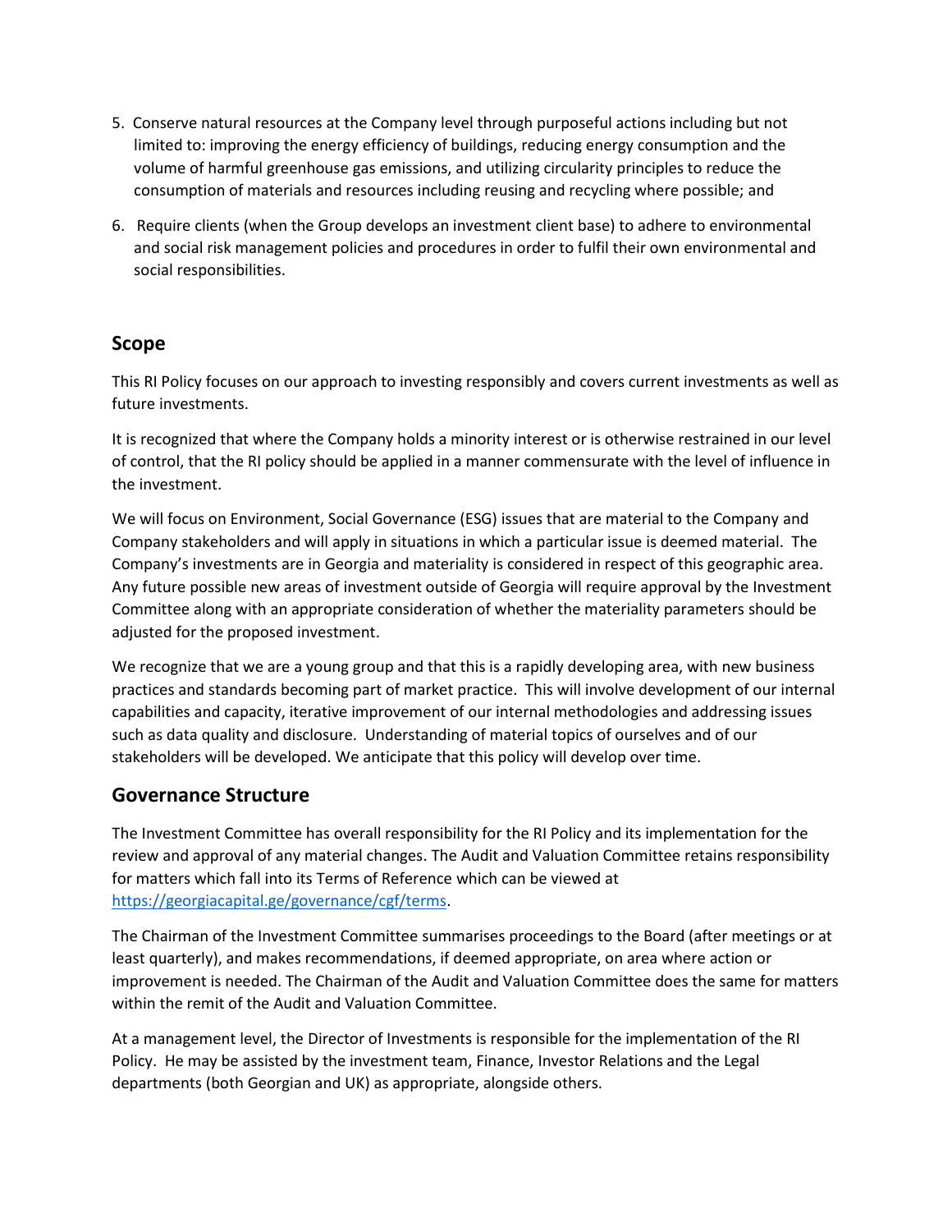5. Conserve natural resources at the Company level through purposeful actions including but not limited to: improving the energy efficiency of buildings, reducing energy consumption and the volume of harmful greenhouse gas emissions, and utilizing circularity principles to reduce the consumption of materials and resources including reusing and recycling where possible; and
6. Require clients (when the Group develops an investment client base) to adhere to environmental and social risk management policies and procedures in order to fulfil their own environmental and social responsibilities.

## Scope

This RI Policy focuses on our approach to investing responsibly and covers current investments as well as future investments.

It is recognized that where the Company holds a minority interest or is otherwise restrained in our level of control, that the RI policy should be applied in a manner commensurate with the level of influence in the investment.

We will focus on Environment, Social Governance (ESG) issues that are material to the Company and Company stakeholders and will apply in situations in which a particular issue is deemed material. The Company's investments are in Georgia and materiality is considered in respect of this geographic area. Any future possible new areas of investment outside of Georgia will require approval by the Investment Committee along with an appropriate consideration of whether the materiality parameters should be adjusted for the proposed investment.

We recognize that we are a young group and that this is a rapidly developing area, with new business practices and standards becoming part of market practice. This will involve development of our internal capabilities and capacity, iterative improvement of our internal methodologies and addressing issues such as data quality and disclosure. Understanding of material topics of ourselves and of our stakeholders will be developed. We anticipate that this policy will develop over time.

## Governance Structure

The Investment Committee has overall responsibility for the RI Policy and its implementation for the review and approval of any material changes. The Audit and Valuation Committee retains responsibility for matters which fall into its Terms of Reference which can be viewed at [https://georgiacapital.ge/governance/cgf/terms](https://georgiacapital.ge/governance/cgf/terms).

The Chairman of the Investment Committee summarises proceedings to the Board (after meetings or at least quarterly), and makes recommendations, if deemed appropriate, on area where action or improvement is needed. The Chairman of the Audit and Valuation Committee does the same for matters within the remit of the Audit and Valuation Committee.

At a management level, the Director of Investments is responsible for the implementation of the RI Policy. He may be assisted by the investment team, Finance, Investor Relations and the Legal departments (both Georgian and UK) as appropriate, alongside others.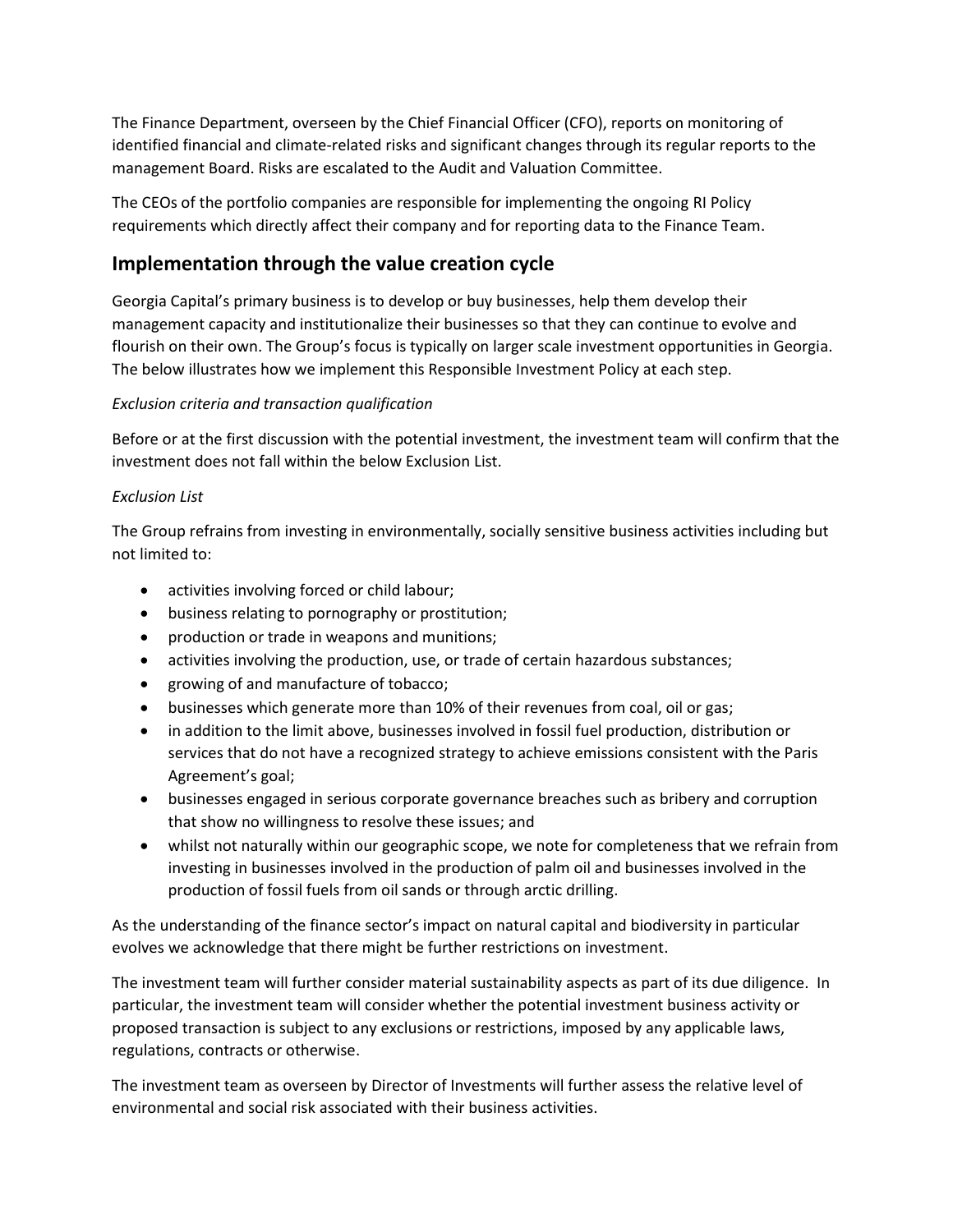The Finance Department, overseen by the Chief Financial Officer (CFO), reports on monitoring of identified financial and climate-related risks and significant changes through its regular reports to the management Board. Risks are escalated to the Audit and Valuation Committee.

The CEOs of the portfolio companies are responsible for implementing the ongoing RI Policy requirements which directly affect their company and for reporting data to the Finance Team.

## Implementation through the value creation cycle

Georgia Capital's primary business is to develop or buy businesses, help them develop their management capacity and institutionalize their businesses so that they can continue to evolve and flourish on their own. The Group's focus is typically on larger scale investment opportunities in Georgia. The below illustrates how we implement this Responsible Investment Policy at each step.

*Exclusion criteria and transaction qualification*

Before or at the first discussion with the potential investment, the investment team will confirm that the investment does not fall within the below Exclusion List.

*Exclusion List*

The Group refrains from investing in environmentally, socially sensitive business activities including but not limited to:

- activities involving forced or child labour;
- business relating to pornography or prostitution;
- production or trade in weapons and munitions;
- activities involving the production, use, or trade of certain hazardous substances;
- growing of and manufacture of tobacco;
- businesses which generate more than 10% of their revenues from coal, oil or gas;
- in addition to the limit above, businesses involved in fossil fuel production, distribution or services that do not have a recognized strategy to achieve emissions consistent with the Paris Agreement's goal;
- businesses engaged in serious corporate governance breaches such as bribery and corruption that show no willingness to resolve these issues; and
- whilst not naturally within our geographic scope, we note for completeness that we refrain from investing in businesses involved in the production of palm oil and businesses involved in the production of fossil fuels from oil sands or through arctic drilling.

As the understanding of the finance sector's impact on natural capital and biodiversity in particular evolves we acknowledge that there might be further restrictions on investment.

The investment team will further consider material sustainability aspects as part of its due diligence. In particular, the investment team will consider whether the potential investment business activity or proposed transaction is subject to any exclusions or restrictions, imposed by any applicable laws, regulations, contracts or otherwise.

The investment team as overseen by Director of Investments will further assess the relative level of environmental and social risk associated with their business activities.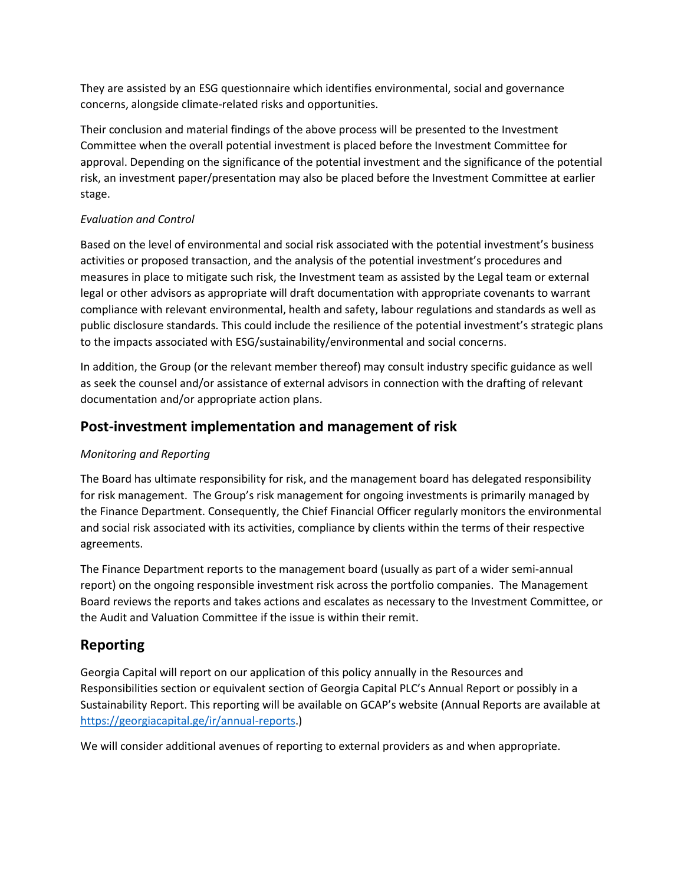They are assisted by an ESG questionnaire which identifies environmental, social and governance concerns, alongside climate-related risks and opportunities.

Their conclusion and material findings of the above process will be presented to the Investment Committee when the overall potential investment is placed before the Investment Committee for approval. Depending on the significance of the potential investment and the significance of the potential risk, an investment paper/presentation may also be placed before the Investment Committee at earlier stage.

*Evaluation and Control*

Based on the level of environmental and social risk associated with the potential investment's business activities or proposed transaction, and the analysis of the potential investment's procedures and measures in place to mitigate such risk, the Investment team as assisted by the Legal team or external legal or other advisors as appropriate will draft documentation with appropriate covenants to warrant compliance with relevant environmental, health and safety, labour regulations and standards as well as public disclosure standards. This could include the resilience of the potential investment's strategic plans to the impacts associated with ESG/sustainability/environmental and social concerns.

In addition, the Group (or the relevant member thereof) may consult industry specific guidance as well as seek the counsel and/or assistance of external advisors in connection with the drafting of relevant documentation and/or appropriate action plans.

## Post-investment implementation and management of risk

*Monitoring and Reporting*

The Board has ultimate responsibility for risk, and the management board has delegated responsibility for risk management. The Group's risk management for ongoing investments is primarily managed by the Finance Department. Consequently, the Chief Financial Officer regularly monitors the environmental and social risk associated with its activities, compliance by clients within the terms of their respective agreements.

The Finance Department reports to the management board (usually as part of a wider semi-annual report) on the ongoing responsible investment risk across the portfolio companies. The Management Board reviews the reports and takes actions and escalates as necessary to the Investment Committee, or the Audit and Valuation Committee if the issue is within their remit.

## Reporting

Georgia Capital will report on our application of this policy annually in the Resources and Responsibilities section or equivalent section of Georgia Capital PLC's Annual Report or possibly in a Sustainability Report. This reporting will be available on GCAP's website (Annual Reports are available at https://georgiacapital.ge/ir/annual-reports.)

We will consider additional avenues of reporting to external providers as and when appropriate.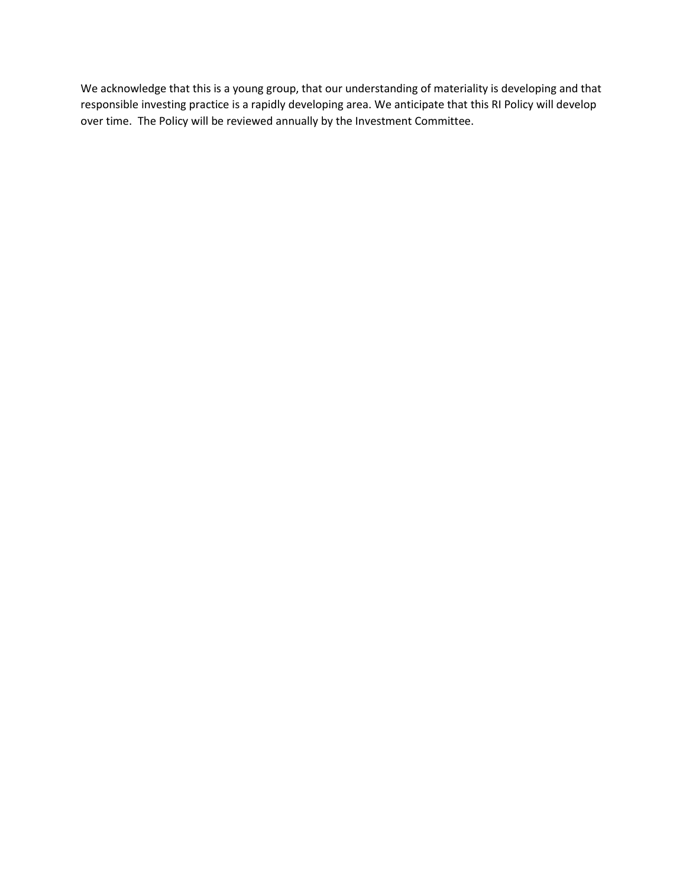We acknowledge that this is a young group, that our understanding of materiality is developing and that responsible investing practice is a rapidly developing area. We anticipate that this RI Policy will develop over time.  The Policy will be reviewed annually by the Investment Committee.